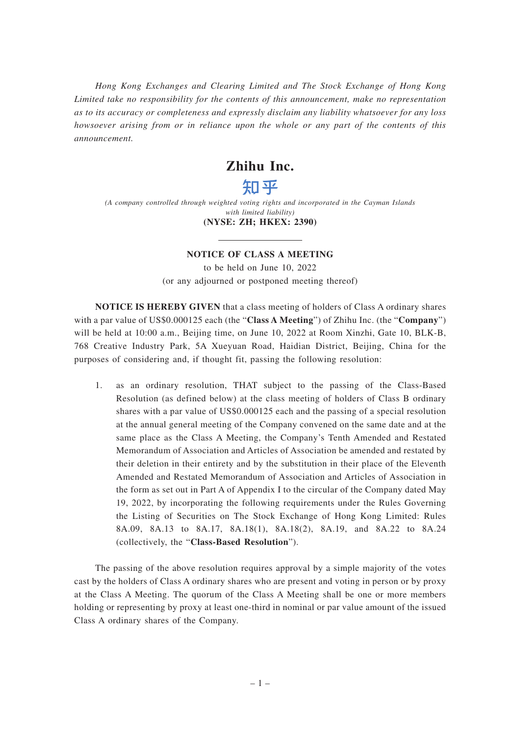*Hong Kong Exchanges and Clearing Limited and The Stock Exchange of Hong Kong Limited take no responsibility for the contents of this announcement, make no representation as to its accuracy or completeness and expressly disclaim any liability whatsoever for any loss howsoever arising from or in reliance upon the whole or any part of the contents of this announcement.*

# Zhihu Inc.

# 知乎

*(A company controlled through weighted voting rights and incorporated in the Cayman Islands with limited liability)*

**(NYSE: ZH; HKEX: 2390)**

---

## NOTICE OF CLASS A MEETING

to be held on June 10, 2022
(or any adjourned or postponed meeting thereof)

**NOTICE IS HEREBY GIVEN** that a class meeting of holders of Class A ordinary shares with a par value of US$0.000125 each (the "**Class A Meeting**") of Zhihu Inc. (the "**Company**") will be held at 10:00 a.m., Beijing time, on June 10, 2022 at Room Xinzhi, Gate 10, BLK-B, 768 Creative Industry Park, 5A Xueyuan Road, Haidian District, Beijing, China for the purposes of considering and, if thought fit, passing the following resolution:

1. as an ordinary resolution, THAT subject to the passing of the Class-Based Resolution (as defined below) at the class meeting of holders of Class B ordinary shares with a par value of US$0.000125 each and the passing of a special resolution at the annual general meeting of the Company convened on the same date and at the same place as the Class A Meeting, the Company's Tenth Amended and Restated Memorandum of Association and Articles of Association be amended and restated by their deletion in their entirety and by the substitution in their place of the Eleventh Amended and Restated Memorandum of Association and Articles of Association in the form as set out in Part A of Appendix I to the circular of the Company dated May 19, 2022, by incorporating the following requirements under the Rules Governing the Listing of Securities on The Stock Exchange of Hong Kong Limited: Rules 8A.09, 8A.13 to 8A.17, 8A.18(1), 8A.18(2), 8A.19, and 8A.22 to 8A.24 (collectively, the "**Class-Based Resolution**").

The passing of the above resolution requires approval by a simple majority of the votes cast by the holders of Class A ordinary shares who are present and voting in person or by proxy at the Class A Meeting. The quorum of the Class A Meeting shall be one or more members holding or representing by proxy at least one-third in nominal or par value amount of the issued Class A ordinary shares of the Company.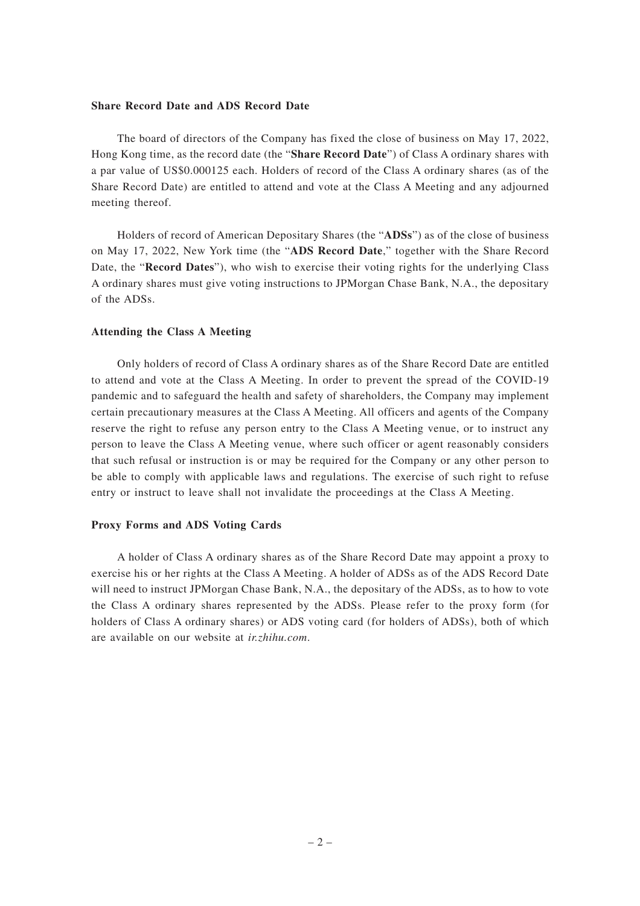**Share Record Date and ADS Record Date**

The board of directors of the Company has fixed the close of business on May 17, 2022, Hong Kong time, as the record date (the "**Share Record Date**") of Class A ordinary shares with a par value of US$0.000125 each. Holders of record of the Class A ordinary shares (as of the Share Record Date) are entitled to attend and vote at the Class A Meeting and any adjourned meeting thereof.

Holders of record of American Depositary Shares (the "**ADSs**") as of the close of business on May 17, 2022, New York time (the "**ADS Record Date**," together with the Share Record Date, the "**Record Dates**"), who wish to exercise their voting rights for the underlying Class A ordinary shares must give voting instructions to JPMorgan Chase Bank, N.A., the depositary of the ADSs.

**Attending the Class A Meeting**

Only holders of record of Class A ordinary shares as of the Share Record Date are entitled to attend and vote at the Class A Meeting. In order to prevent the spread of the COVID-19 pandemic and to safeguard the health and safety of shareholders, the Company may implement certain precautionary measures at the Class A Meeting. All officers and agents of the Company reserve the right to refuse any person entry to the Class A Meeting venue, or to instruct any person to leave the Class A Meeting venue, where such officer or agent reasonably considers that such refusal or instruction is or may be required for the Company or any other person to be able to comply with applicable laws and regulations. The exercise of such right to refuse entry or instruct to leave shall not invalidate the proceedings at the Class A Meeting.

**Proxy Forms and ADS Voting Cards**

A holder of Class A ordinary shares as of the Share Record Date may appoint a proxy to exercise his or her rights at the Class A Meeting. A holder of ADSs as of the ADS Record Date will need to instruct JPMorgan Chase Bank, N.A., the depositary of the ADSs, as to how to vote the Class A ordinary shares represented by the ADSs. Please refer to the proxy form (for holders of Class A ordinary shares) or ADS voting card (for holders of ADSs), both of which are available on our website at *ir.zhihu.com*.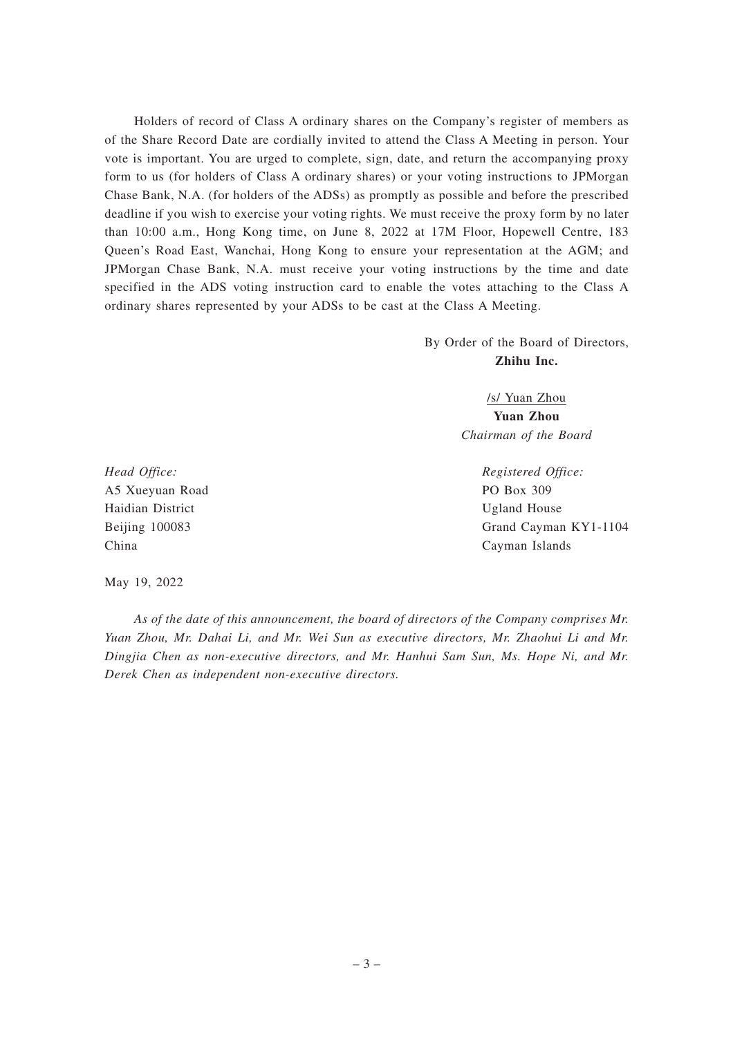Holders of record of Class A ordinary shares on the Company's register of members as of the Share Record Date are cordially invited to attend the Class A Meeting in person. Your vote is important. You are urged to complete, sign, date, and return the accompanying proxy form to us (for holders of Class A ordinary shares) or your voting instructions to JPMorgan Chase Bank, N.A. (for holders of the ADSs) as promptly as possible and before the prescribed deadline if you wish to exercise your voting rights. We must receive the proxy form by no later than 10:00 a.m., Hong Kong time, on June 8, 2022 at 17M Floor, Hopewell Centre, 183 Queen's Road East, Wanchai, Hong Kong to ensure your representation at the AGM; and JPMorgan Chase Bank, N.A. must receive your voting instructions by the time and date specified in the ADS voting instruction card to enable the votes attaching to the Class A ordinary shares represented by your ADSs to be cast at the Class A Meeting.

By Order of the Board of Directors,
**Zhihu Inc.**

/s/ Yuan Zhou
**Yuan Zhou**
*Chairman of the Board*

*Head Office:*
A5 Xueyuan Road
Haidian District
Beijing 100083
China

*Registered Office:*
PO Box 309
Ugland House
Grand Cayman KY1-1104
Cayman Islands

May 19, 2022

*As of the date of this announcement, the board of directors of the Company comprises Mr. Yuan Zhou, Mr. Dahai Li, and Mr. Wei Sun as executive directors, Mr. Zhaohui Li and Mr. Dingjia Chen as non-executive directors, and Mr. Hanhui Sam Sun, Ms. Hope Ni, and Mr. Derek Chen as independent non-executive directors.*